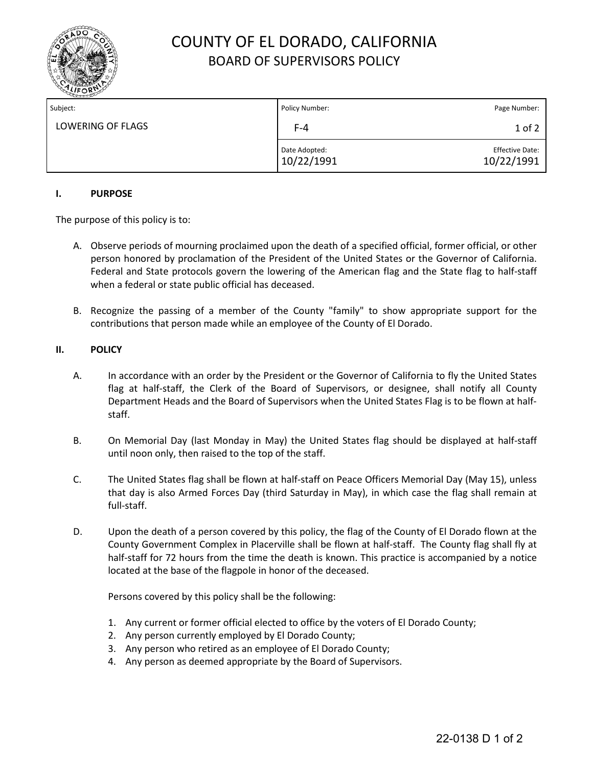# COUNTY OF EL DORADO, CALIFORNIA
## BOARD OF SUPERVISORS POLICY

| Subject: | Policy Number: | Page Number: |
| --- | --- | --- |
| LOWERING OF FLAGS | F-4 | 1 of 2 |
| | Date Adopted: 10/22/1991 | Effective Date: 10/22/1991 |

### I. PURPOSE

The purpose of this policy is to:

A. Observe periods of mourning proclaimed upon the death of a specified official, former official, or other person honored by proclamation of the President of the United States or the Governor of California. Federal and State protocols govern the lowering of the American flag and the State flag to half-staff when a federal or state public official has deceased.

B. Recognize the passing of a member of the County "family" to show appropriate support for the contributions that person made while an employee of the County of El Dorado.

### II. POLICY

A. In accordance with an order by the President or the Governor of California to fly the United States flag at half-staff, the Clerk of the Board of Supervisors, or designee, shall notify all County Department Heads and the Board of Supervisors when the United States Flag is to be flown at half-staff.

B. On Memorial Day (last Monday in May) the United States flag should be displayed at half-staff until noon only, then raised to the top of the staff.

C. The United States flag shall be flown at half-staff on Peace Officers Memorial Day (May 15), unless that day is also Armed Forces Day (third Saturday in May), in which case the flag shall remain at full-staff.

D. Upon the death of a person covered by this policy, the flag of the County of El Dorado flown at the County Government Complex in Placerville shall be flown at half-staff. The County flag shall fly at half-staff for 72 hours from the time the death is known. This practice is accompanied by a notice located at the base of the flagpole in honor of the deceased.

   Persons covered by this policy shall be the following:

   1. Any current or former official elected to office by the voters of El Dorado County;
   2. Any person currently employed by El Dorado County;
   3. Any person who retired as an employee of El Dorado County;
   4. Any person as deemed appropriate by the Board of Supervisors.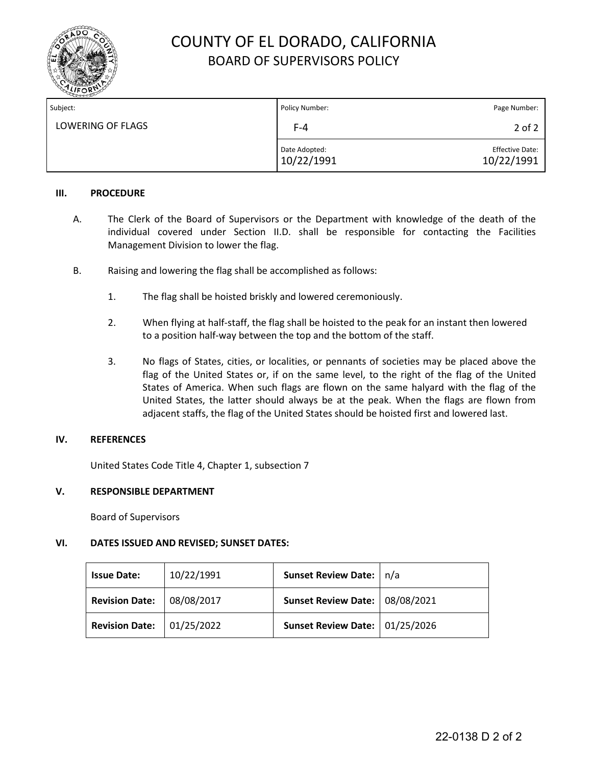# COUNTY OF EL DORADO, CALIFORNIA
## BOARD OF SUPERVISORS POLICY

| Subject: | Policy Number: | Page Number: |
|---|---|---|
| LOWERING OF FLAGS | F-4 | 2 of 2 |
| | Date Adopted: 10/22/1991 | Effective Date: 10/22/1991 |

### III. PROCEDURE

A. The Clerk of the Board of Supervisors or the Department with knowledge of the death of the individual covered under Section II.D. shall be responsible for contacting the Facilities Management Division to lower the flag.

B. Raising and lowering the flag shall be accomplished as follows:

1. The flag shall be hoisted briskly and lowered ceremoniously.

2. When flying at half-staff, the flag shall be hoisted to the peak for an instant then lowered to a position half-way between the top and the bottom of the staff.

3. No flags of States, cities, or localities, or pennants of societies may be placed above the flag of the United States or, if on the same level, to the right of the flag of the United States of America. When such flags are flown on the same halyard with the flag of the United States, the latter should always be at the peak. When the flags are flown from adjacent staffs, the flag of the United States should be hoisted first and lowered last.

### IV. REFERENCES

United States Code Title 4, Chapter 1, subsection 7

### V. RESPONSIBLE DEPARTMENT

Board of Supervisors

### VI. DATES ISSUED AND REVISED; SUNSET DATES:

| | | | |
|---|---|---|---|
| **Issue Date:** | 10/22/1991 | **Sunset Review Date:** | n/a |
| **Revision Date:** | 08/08/2017 | **Sunset Review Date:** | 08/08/2021 |
| **Revision Date:** | 01/25/2022 | **Sunset Review Date:** | 01/25/2026 |

22-0138 D 2 of 2